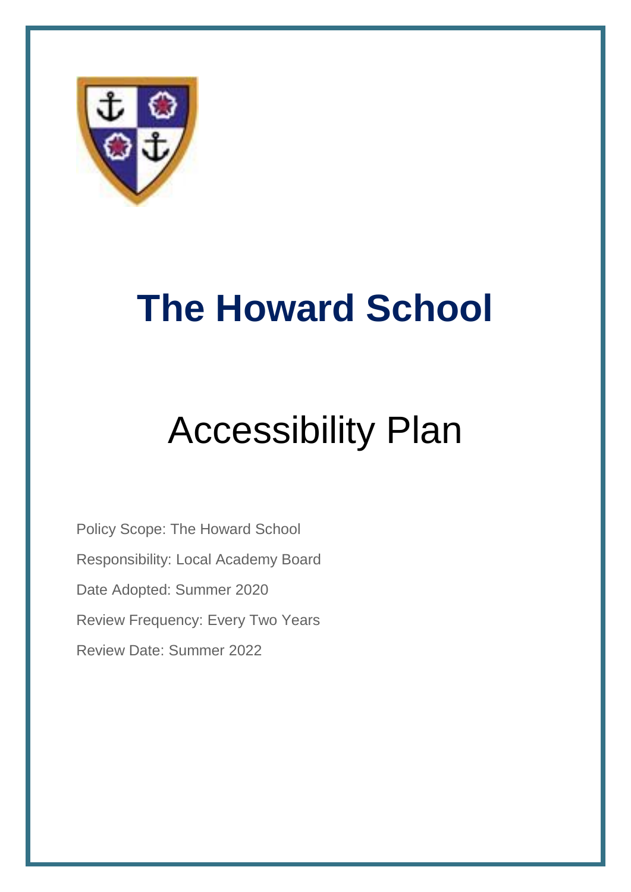# The Howard School

## Accessibility Plan

Policy Scope: The Howard School

Responsibility: Local Academy Board

Date Adopted: Summer 2020

Review Frequency: Every Two Years

Review Date: Summer 2022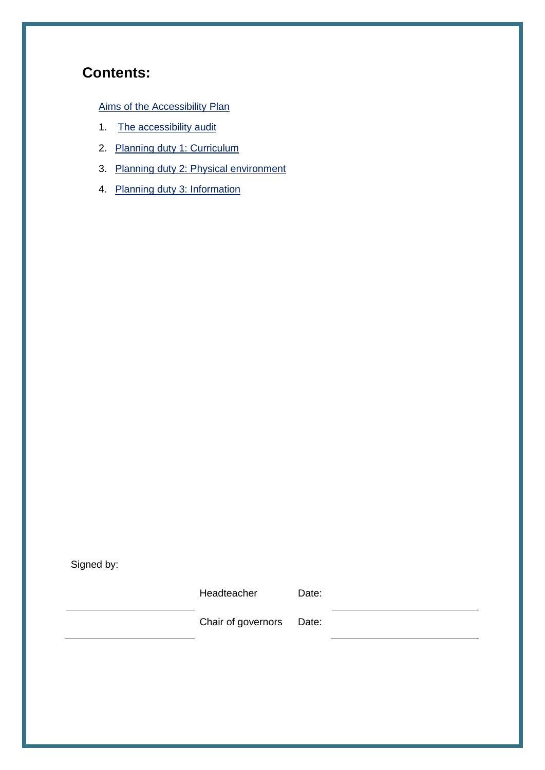## Contents:

Aims of the Accessibility Plan

1. The accessibility audit
2. Planning duty 1: Curriculum
3. Planning duty 2: Physical environment
4. Planning duty 3: Information

Signed by:

| | | | |
|---|---|---|---|
| ______________________ | Headteacher | Date: | ______________________ |
| ______________________ | Chair of governors | Date: | ______________________ |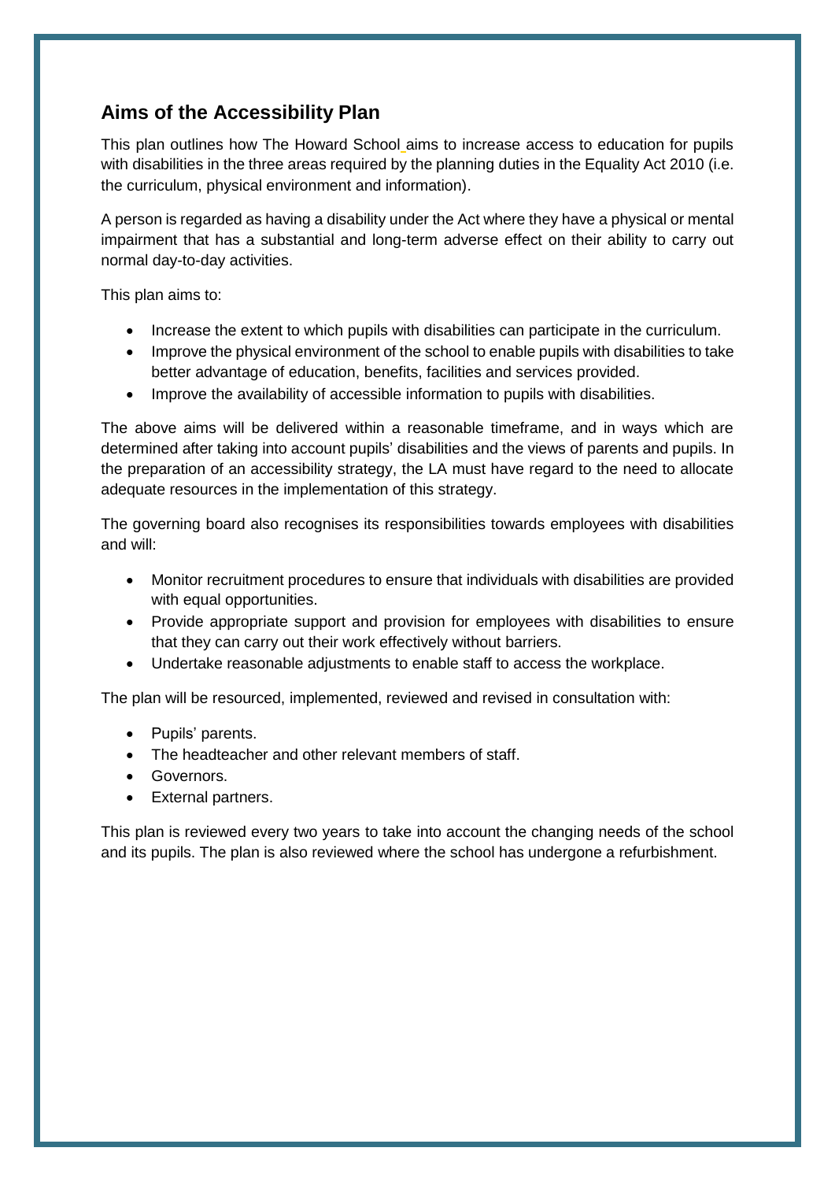## Aims of the Accessibility Plan

This plan outlines how The Howard School aims to increase access to education for pupils with disabilities in the three areas required by the planning duties in the Equality Act 2010 (i.e. the curriculum, physical environment and information).

A person is regarded as having a disability under the Act where they have a physical or mental impairment that has a substantial and long-term adverse effect on their ability to carry out normal day-to-day activities.

This plan aims to:

- Increase the extent to which pupils with disabilities can participate in the curriculum.
- Improve the physical environment of the school to enable pupils with disabilities to take better advantage of education, benefits, facilities and services provided.
- Improve the availability of accessible information to pupils with disabilities.

The above aims will be delivered within a reasonable timeframe, and in ways which are determined after taking into account pupils' disabilities and the views of parents and pupils. In the preparation of an accessibility strategy, the LA must have regard to the need to allocate adequate resources in the implementation of this strategy.

The governing board also recognises its responsibilities towards employees with disabilities and will:

- Monitor recruitment procedures to ensure that individuals with disabilities are provided with equal opportunities.
- Provide appropriate support and provision for employees with disabilities to ensure that they can carry out their work effectively without barriers.
- Undertake reasonable adjustments to enable staff to access the workplace.

The plan will be resourced, implemented, reviewed and revised in consultation with:

- Pupils' parents.
- The headteacher and other relevant members of staff.
- Governors.
- External partners.

This plan is reviewed every two years to take into account the changing needs of the school and its pupils. The plan is also reviewed where the school has undergone a refurbishment.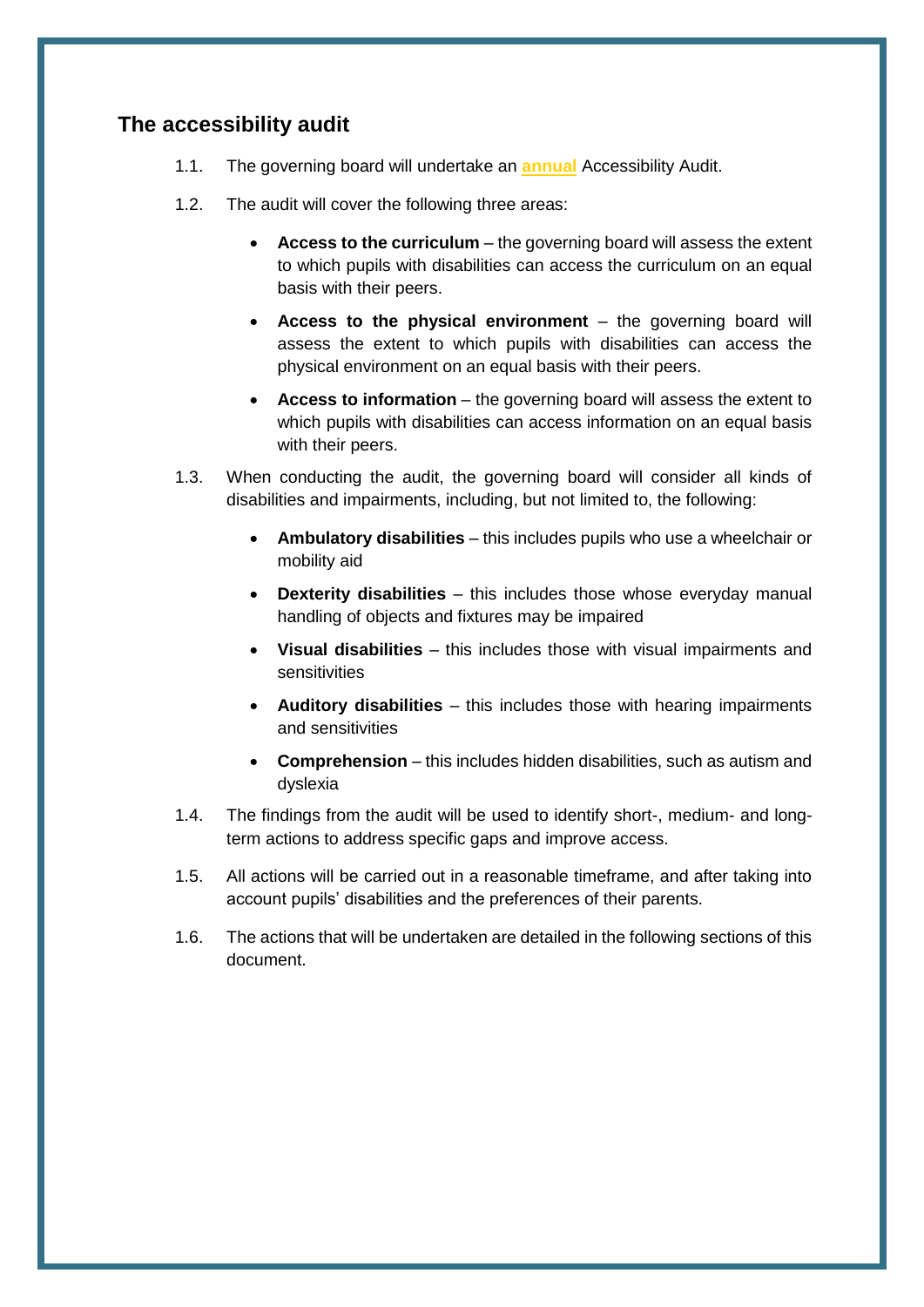## The accessibility audit

1.1. The governing board will undertake an **annual** Accessibility Audit.

1.2. The audit will cover the following three areas:

- **Access to the curriculum** – the governing board will assess the extent to which pupils with disabilities can access the curriculum on an equal basis with their peers.
- **Access to the physical environment** – the governing board will assess the extent to which pupils with disabilities can access the physical environment on an equal basis with their peers.
- **Access to information** – the governing board will assess the extent to which pupils with disabilities can access information on an equal basis with their peers.

1.3. When conducting the audit, the governing board will consider all kinds of disabilities and impairments, including, but not limited to, the following:

- **Ambulatory disabilities** – this includes pupils who use a wheelchair or mobility aid
- **Dexterity disabilities** – this includes those whose everyday manual handling of objects and fixtures may be impaired
- **Visual disabilities** – this includes those with visual impairments and sensitivities
- **Auditory disabilities** – this includes those with hearing impairments and sensitivities
- **Comprehension** – this includes hidden disabilities, such as autism and dyslexia

1.4. The findings from the audit will be used to identify short-, medium- and long-term actions to address specific gaps and improve access.

1.5. All actions will be carried out in a reasonable timeframe, and after taking into account pupils' disabilities and the preferences of their parents.

1.6. The actions that will be undertaken are detailed in the following sections of this document.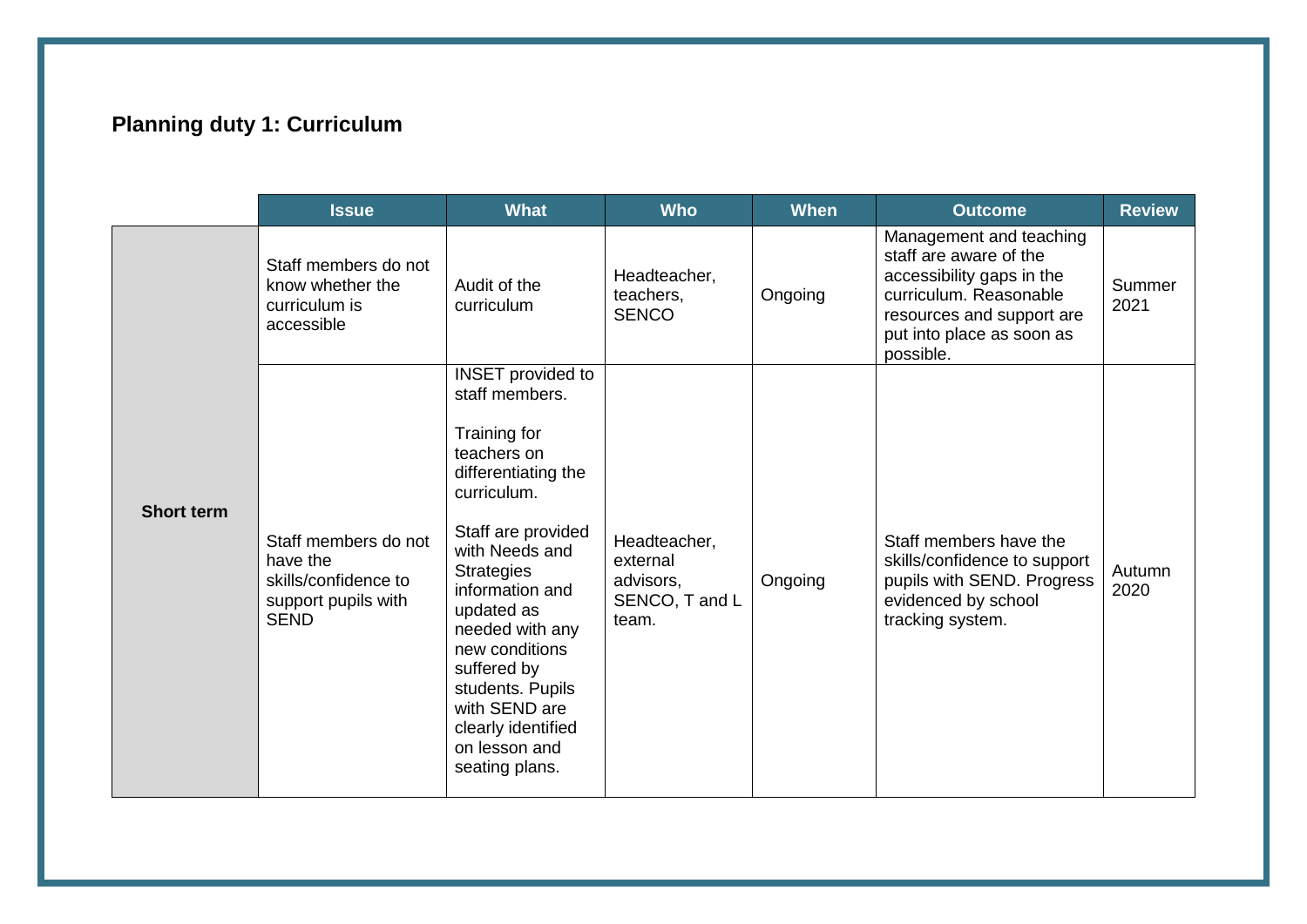## Planning duty 1: Curriculum

| | Issue | What | Who | When | Outcome | Review |
|---|---|---|---|---|---|---|
| **Short term** | Staff members do not know whether the curriculum is accessible | Audit of the curriculum | Headteacher, teachers, SENCO | Ongoing | Management and teaching staff are aware of the accessibility gaps in the curriculum. Reasonable resources and support are put into place as soon as possible. | Summer 2021 |
| | Staff members do not have the skills/confidence to support pupils with SEND | INSET provided to staff members.<br><br>Training for teachers on differentiating the curriculum.<br><br>Staff are provided with Needs and Strategies information and updated as needed with any new conditions suffered by students. Pupils with SEND are clearly identified on lesson and seating plans. | Headteacher, external advisors, SENCO, T and L team. | Ongoing | Staff members have the skills/confidence to support pupils with SEND. Progress evidenced by school tracking system. | Autumn 2020 |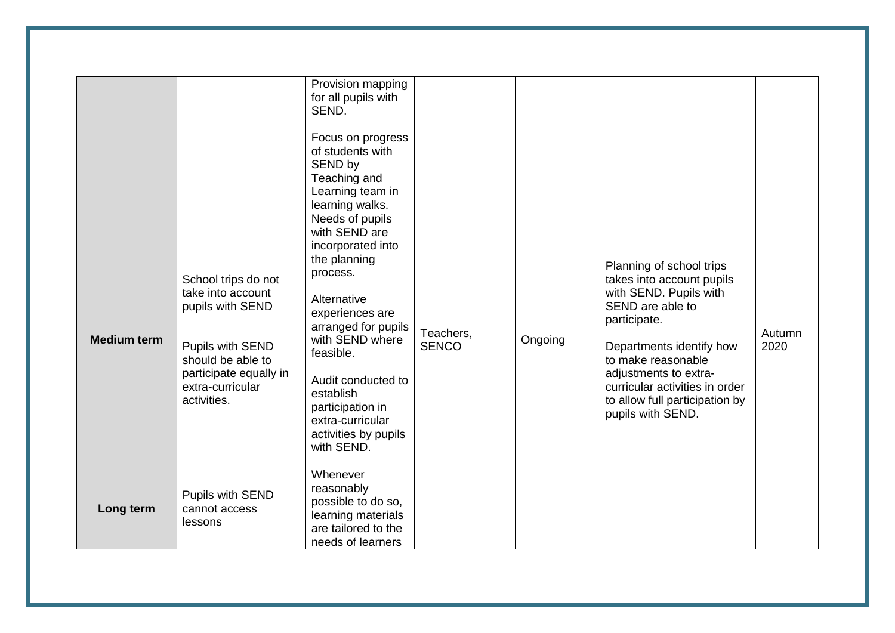| | | | | | | |
|---|---|---|---|---|---|---|
| | | Provision mapping for all pupils with SEND.<br><br>Focus on progress of students with SEND by Teaching and Learning team in learning walks. | | | | |
| **Medium term** | School trips do not take into account pupils with SEND<br><br>Pupils with SEND should be able to participate equally in extra-curricular activities. | Needs of pupils with SEND are incorporated into the planning process.<br><br>Alternative experiences are arranged for pupils with SEND where feasible.<br><br>Audit conducted to establish participation in extra-curricular activities by pupils with SEND. | Teachers, SENCO | Ongoing | Planning of school trips takes into account pupils with SEND. Pupils with SEND are able to participate.<br><br>Departments identify how to make reasonable adjustments to extra-curricular activities in order to allow full participation by pupils with SEND. | Autumn 2020 |
| **Long term** | Pupils with SEND cannot access lessons | Whenever reasonably possible to do so, learning materials are tailored to the needs of learners | | | | |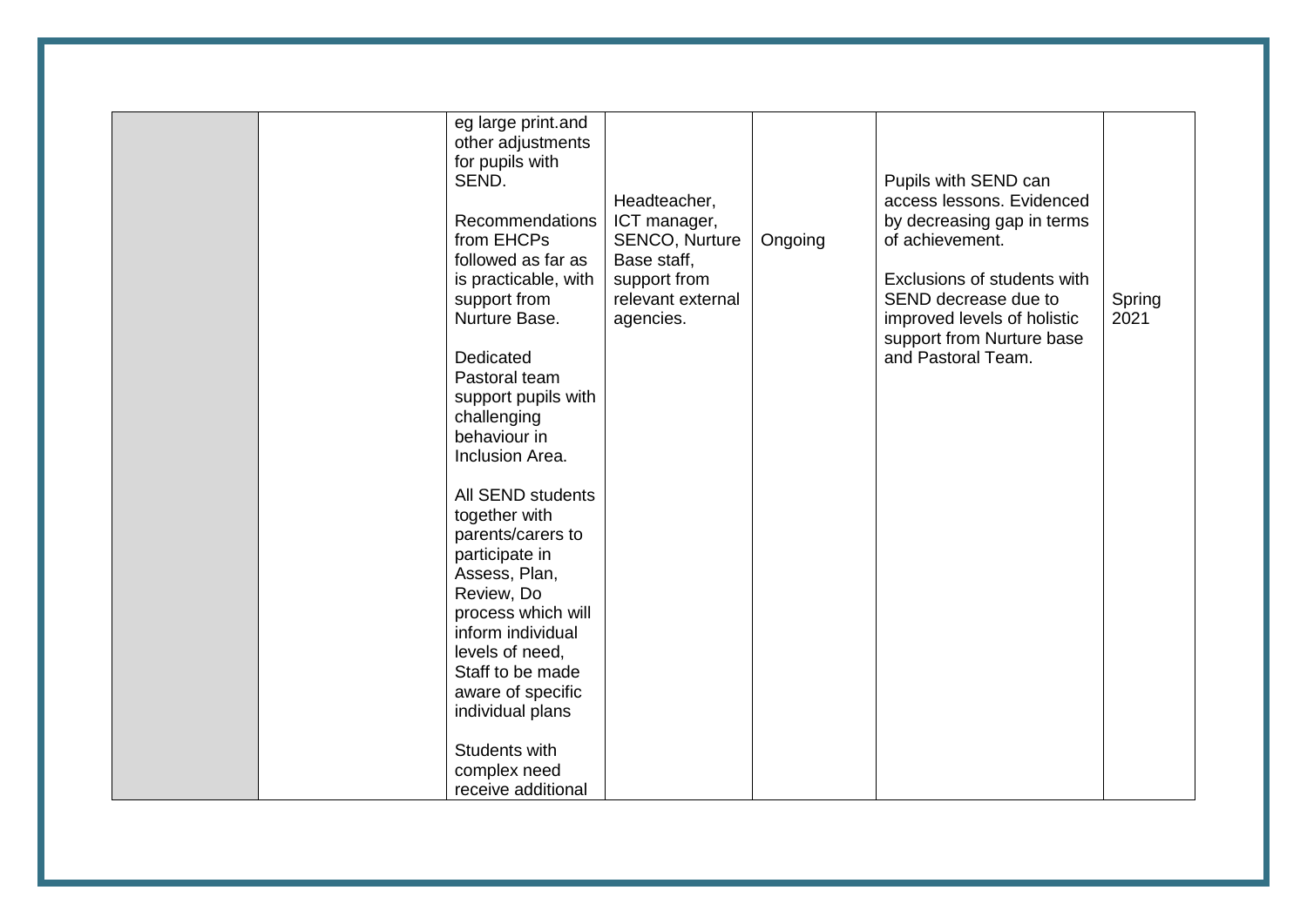| | | | | | | |
|---|---|---|---|---|---|---|
| | | eg large print.and other adjustments for pupils with SEND.<br><br>Recommendations from EHCPs followed as far as is practicable, with support from Nurture Base.<br><br>Dedicated Pastoral team support pupils with challenging behaviour in Inclusion Area.<br><br>All SEND students together with parents/carers to participate in Assess, Plan, Review, Do process which will inform individual levels of need, Staff to be made aware of specific individual plans<br><br>Students with complex need receive additional | Headteacher, ICT manager, SENCO, Nurture Base staff, support from relevant external agencies. | Ongoing | Pupils with SEND can access lessons. Evidenced by decreasing gap in terms of achievement.<br><br>Exclusions of students with SEND decrease due to improved levels of holistic support from Nurture base and Pastoral Team. | Spring 2021 |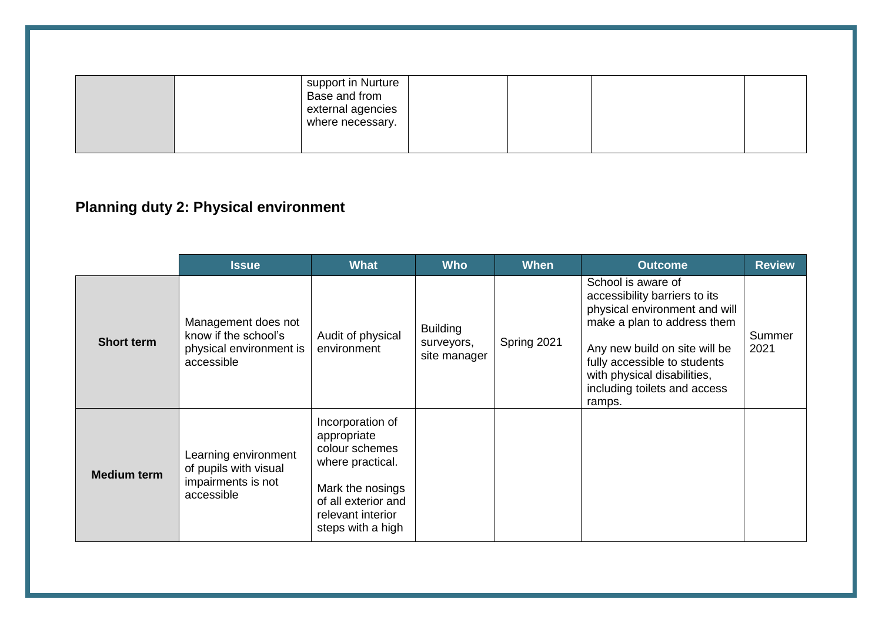| | | What | Who | When | Outcome | Review |
|---|---|---|---|---|---|---|
| | | support in Nurture Base and from external agencies where necessary. | | | | |

## Planning duty 2: Physical environment

| | Issue | What | Who | When | Outcome | Review |
|---|---|---|---|---|---|---|
| **Short term** | Management does not know if the school's physical environment is accessible | Audit of physical environment | Building surveyors, site manager | Spring 2021 | School is aware of accessibility barriers to its physical environment and will make a plan to address them<br><br>Any new build on site will be fully accessible to students with physical disabilities, including toilets and access ramps. | Summer 2021 |
| **Medium term** | Learning environment of pupils with visual impairments is not accessible | Incorporation of appropriate colour schemes where practical.<br><br>Mark the nosings of all exterior and relevant interior steps with a high | | | | |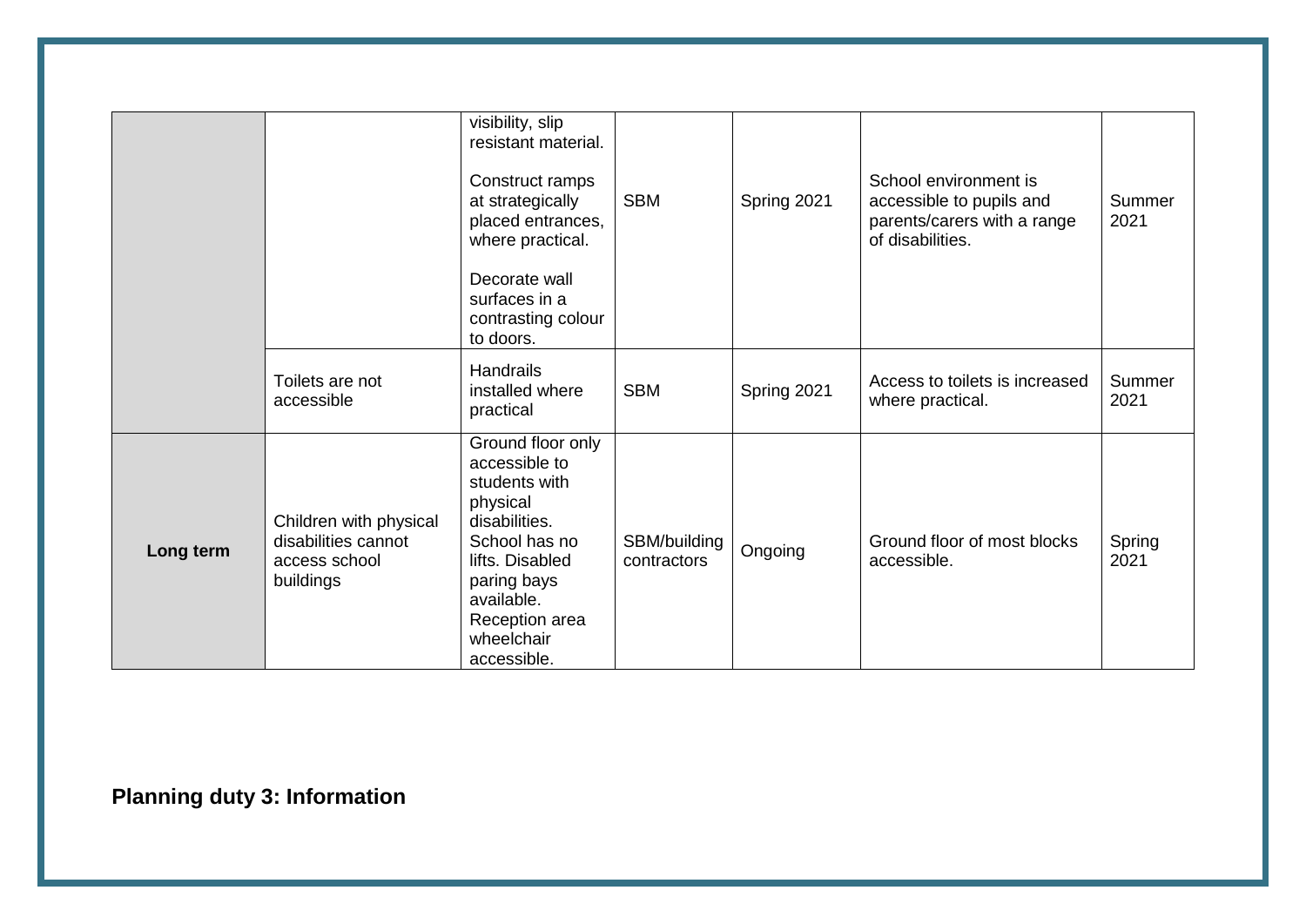| | | visibility, slip resistant material.<br><br>Construct ramps at strategically placed entrances, where practical.<br><br>Decorate wall surfaces in a contrasting colour to doors. | SBM | Spring 2021 | School environment is accessible to pupils and parents/carers with a range of disabilities. | Summer 2021 |
|---|---|---|---|---|---|---|
| | Toilets are not accessible | Handrails installed where practical | SBM | Spring 2021 | Access to toilets is increased where practical. | Summer 2021 |
| **Long term** | Children with physical disabilities cannot access school buildings | Ground floor only accessible to students with physical disabilities. School has no lifts. Disabled paring bays available. Reception area wheelchair accessible. | SBM/building contractors | Ongoing | Ground floor of most blocks accessible. | Spring 2021 |

## Planning duty 3: Information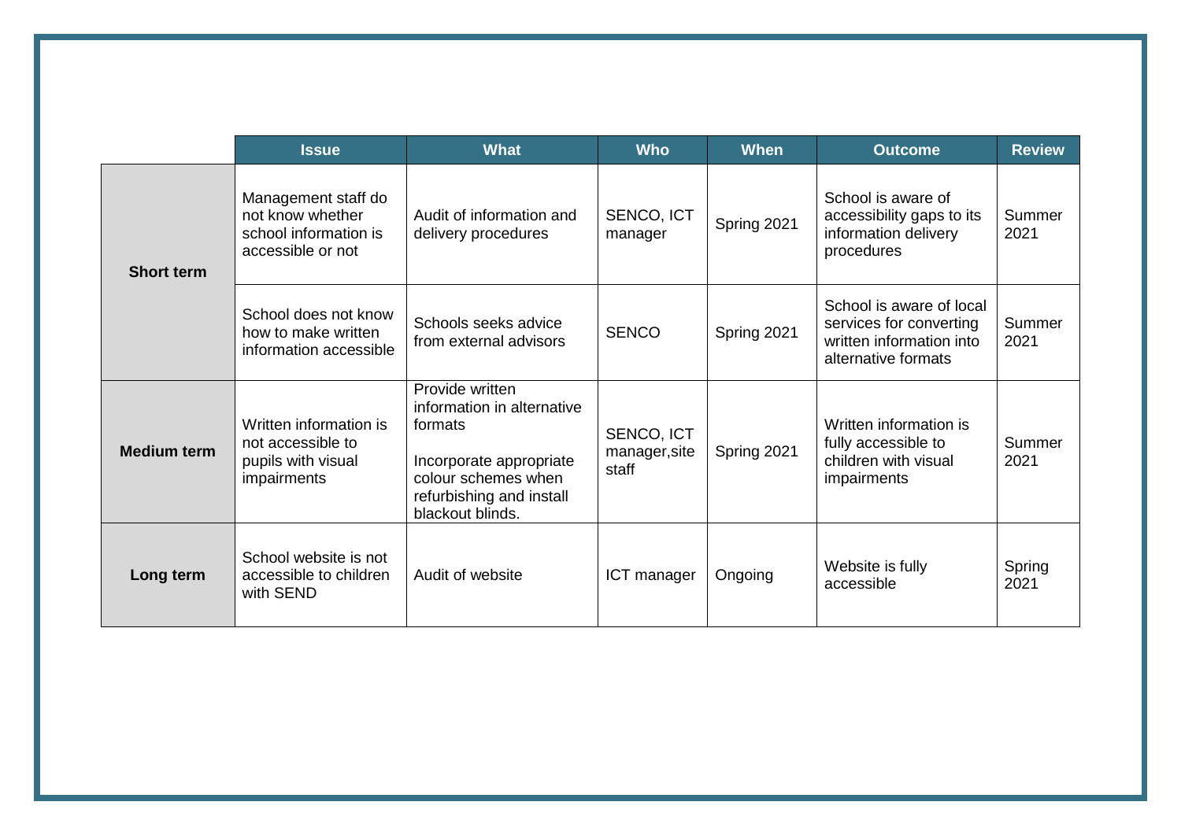| | Issue | What | Who | When | Outcome | Review |
|---|---|---|---|---|---|---|
| **Short term** | Management staff do not know whether school information is accessible or not | Audit of information and delivery procedures | SENCO, ICT manager | Spring 2021 | School is aware of accessibility gaps to its information delivery procedures | Summer 2021 |
| | School does not know how to make written information accessible | Schools seeks advice from external advisors | SENCO | Spring 2021 | School is aware of local services for converting written information into alternative formats | Summer 2021 |
| **Medium term** | Written information is not accessible to pupils with visual impairments | Provide written information in alternative formats<br><br>Incorporate appropriate colour schemes when refurbishing and install blackout blinds. | SENCO, ICT manager,site staff | Spring 2021 | Written information is fully accessible to children with visual impairments | Summer 2021 |
| **Long term** | School website is not accessible to children with SEND | Audit of website | ICT manager | Ongoing | Website is fully accessible | Spring 2021 |